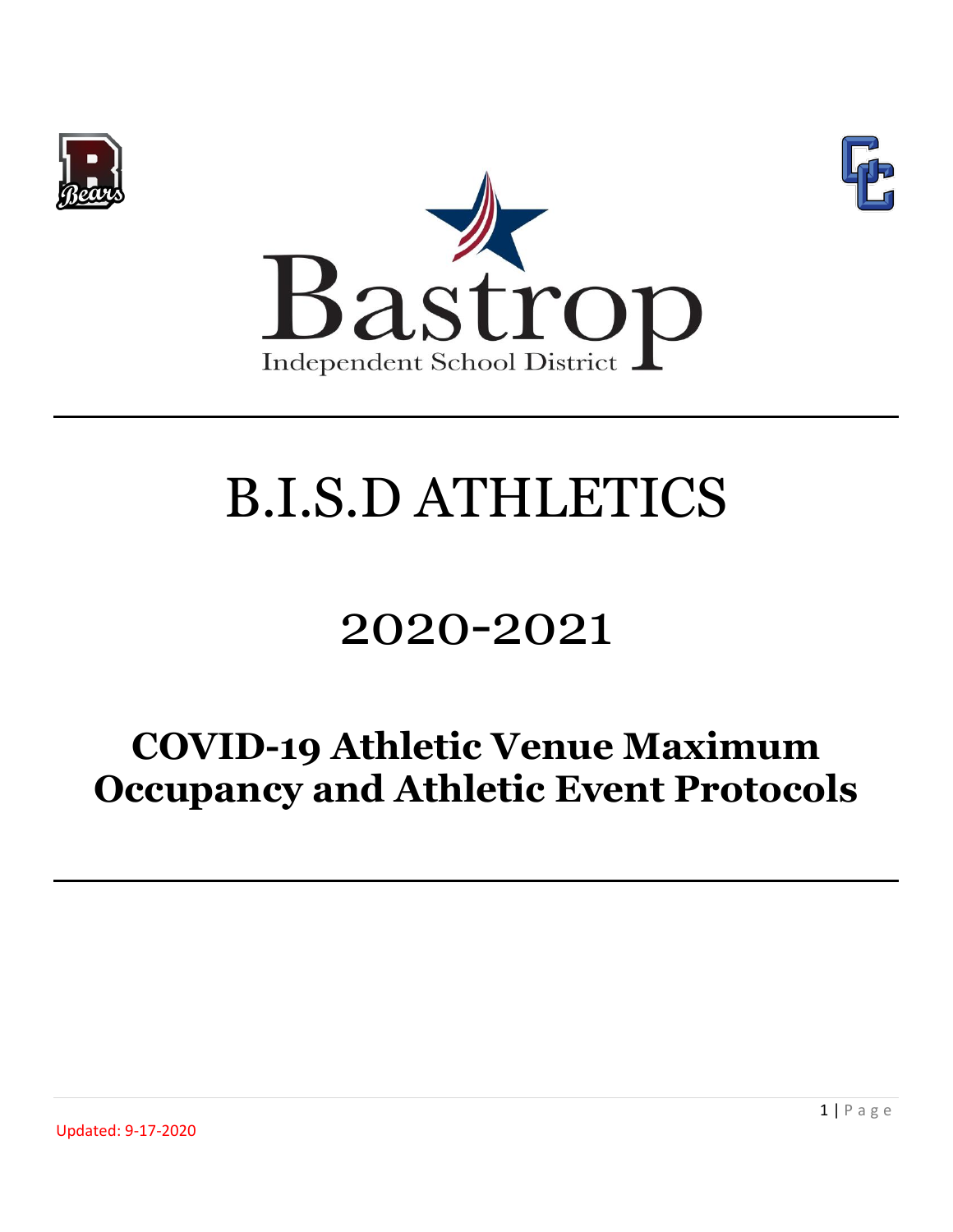Bastrop

Independent School District

# B.I.S.D ATHLETICS

## 2020-2021

## COVID-19 Athletic Venue Maximum Occupancy and Athletic Event Protocols

Updated: 9-17-2020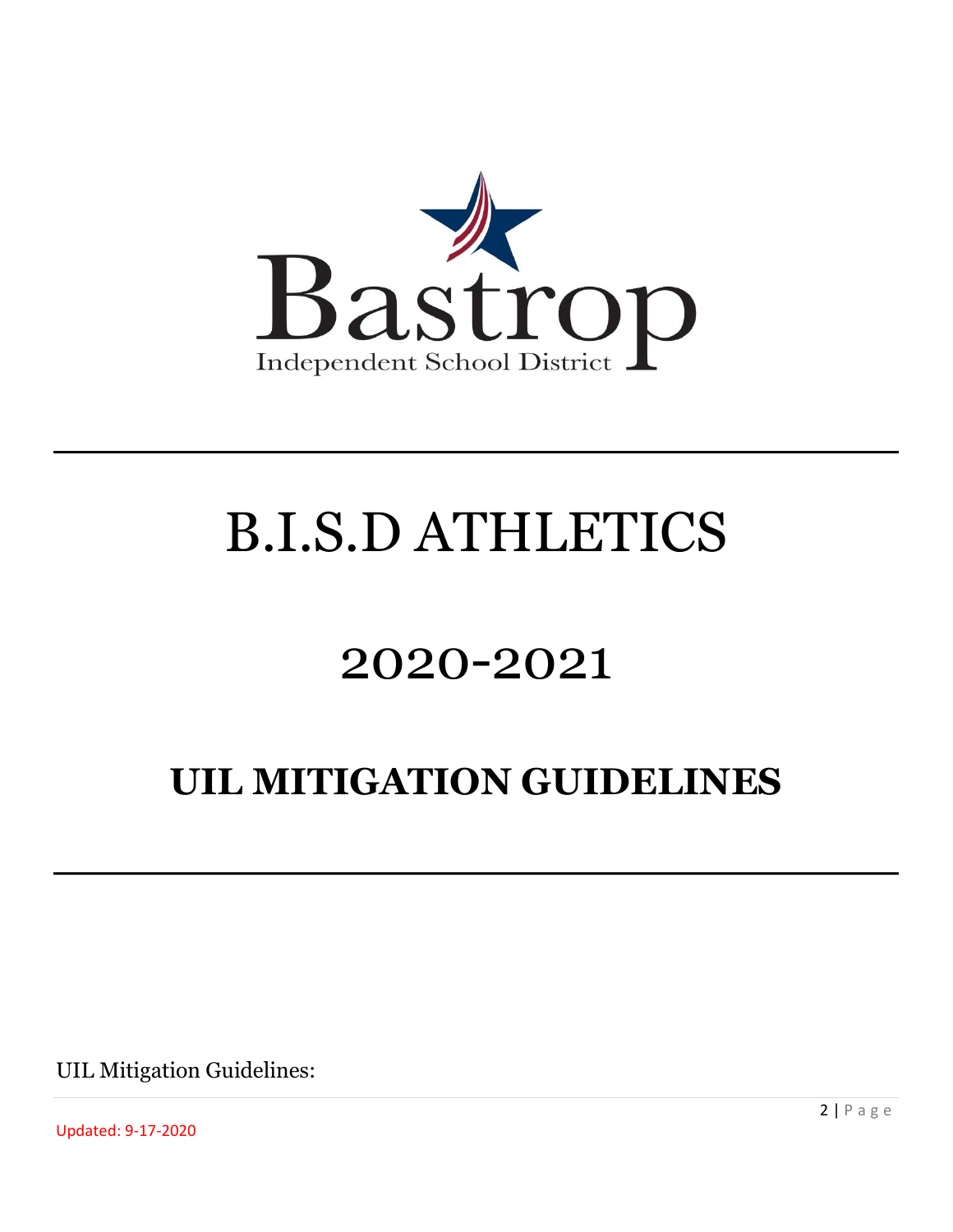Bastrop

Independent School District

---

# B.I.S.D ATHLETICS

# 2020-2021

## UIL MITIGATION GUIDELINES

---

UIL Mitigation Guidelines:

Updated: 9-17-2020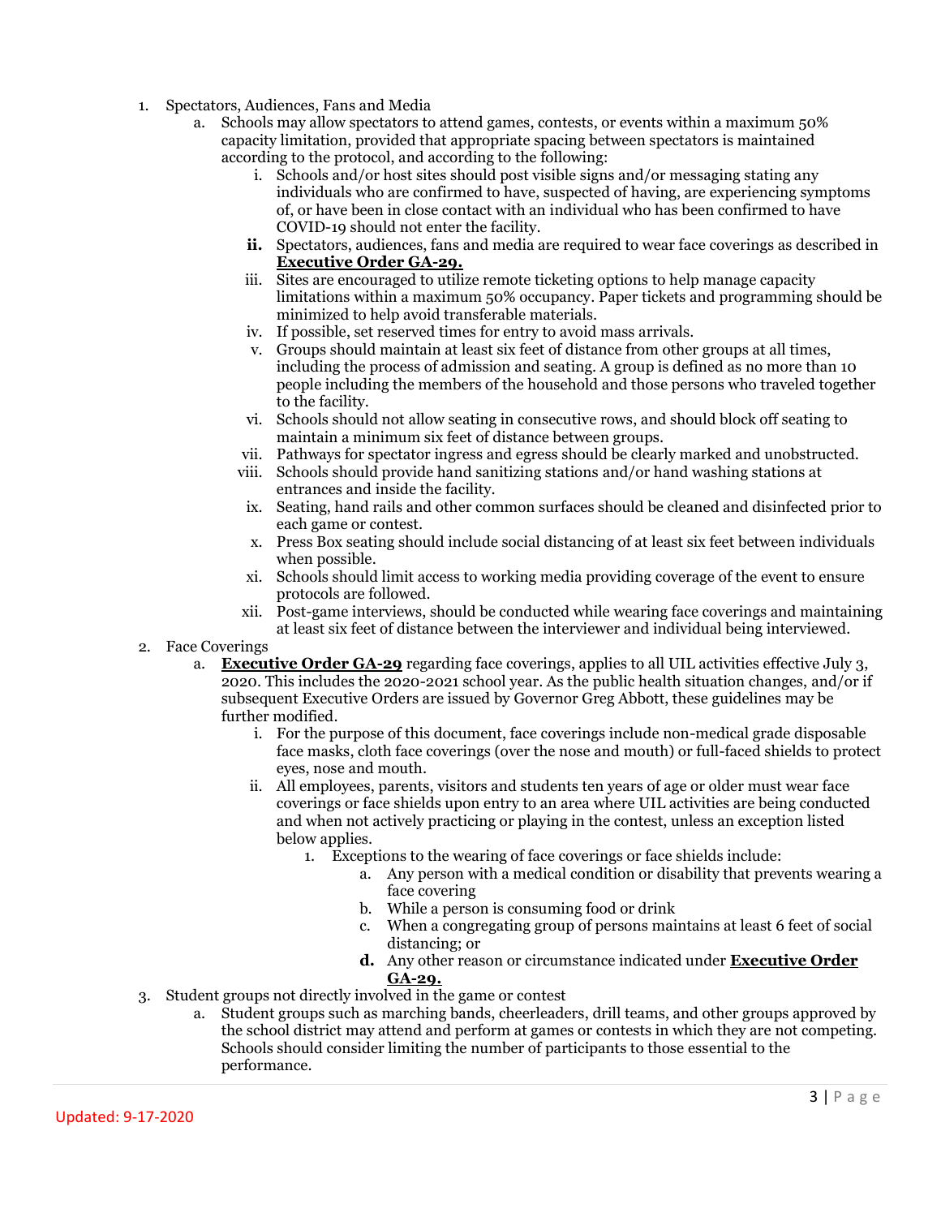1. Spectators, Audiences, Fans and Media
    a. Schools may allow spectators to attend games, contests, or events within a maximum 50% capacity limitation, provided that appropriate spacing between spectators is maintained according to the protocol, and according to the following:
        i. Schools and/or host sites should post visible signs and/or messaging stating any individuals who are confirmed to have, suspected of having, are experiencing symptoms of, or have been in close contact with an individual who has been confirmed to have COVID-19 should not enter the facility.
        **ii.** Spectators, audiences, fans and media are required to wear face coverings as described in **Executive Order GA-29.**
        iii. Sites are encouraged to utilize remote ticketing options to help manage capacity limitations within a maximum 50% occupancy. Paper tickets and programming should be minimized to help avoid transferable materials.
        iv. If possible, set reserved times for entry to avoid mass arrivals.
        v. Groups should maintain at least six feet of distance from other groups at all times, including the process of admission and seating. A group is defined as no more than 10 people including the members of the household and those persons who traveled together to the facility.
        vi. Schools should not allow seating in consecutive rows, and should block off seating to maintain a minimum six feet of distance between groups.
        vii. Pathways for spectator ingress and egress should be clearly marked and unobstructed.
        viii. Schools should provide hand sanitizing stations and/or hand washing stations at entrances and inside the facility.
        ix. Seating, hand rails and other common surfaces should be cleaned and disinfected prior to each game or contest.
        x. Press Box seating should include social distancing of at least six feet between individuals when possible.
        xi. Schools should limit access to working media providing coverage of the event to ensure protocols are followed.
        xii. Post-game interviews, should be conducted while wearing face coverings and maintaining at least six feet of distance between the interviewer and individual being interviewed.
2. Face Coverings
    a. **Executive Order GA-29** regarding face coverings, applies to all UIL activities effective July 3, 2020. This includes the 2020-2021 school year. As the public health situation changes, and/or if subsequent Executive Orders are issued by Governor Greg Abbott, these guidelines may be further modified.
        i. For the purpose of this document, face coverings include non-medical grade disposable face masks, cloth face coverings (over the nose and mouth) or full-faced shields to protect eyes, nose and mouth.
        ii. All employees, parents, visitors and students ten years of age or older must wear face coverings or face shields upon entry to an area where UIL activities are being conducted and when not actively practicing or playing in the contest, unless an exception listed below applies.
            1. Exceptions to the wearing of face coverings or face shields include:
                a. Any person with a medical condition or disability that prevents wearing a face covering
                b. While a person is consuming food or drink
                c. When a congregating group of persons maintains at least 6 feet of social distancing; or
                **d.** Any other reason or circumstance indicated under **Executive Order GA-29.**
3. Student groups not directly involved in the game or contest
    a. Student groups such as marching bands, cheerleaders, drill teams, and other groups approved by the school district may attend and perform at games or contests in which they are not competing. Schools should consider limiting the number of participants to those essential to the performance.

Updated: 9-17-2020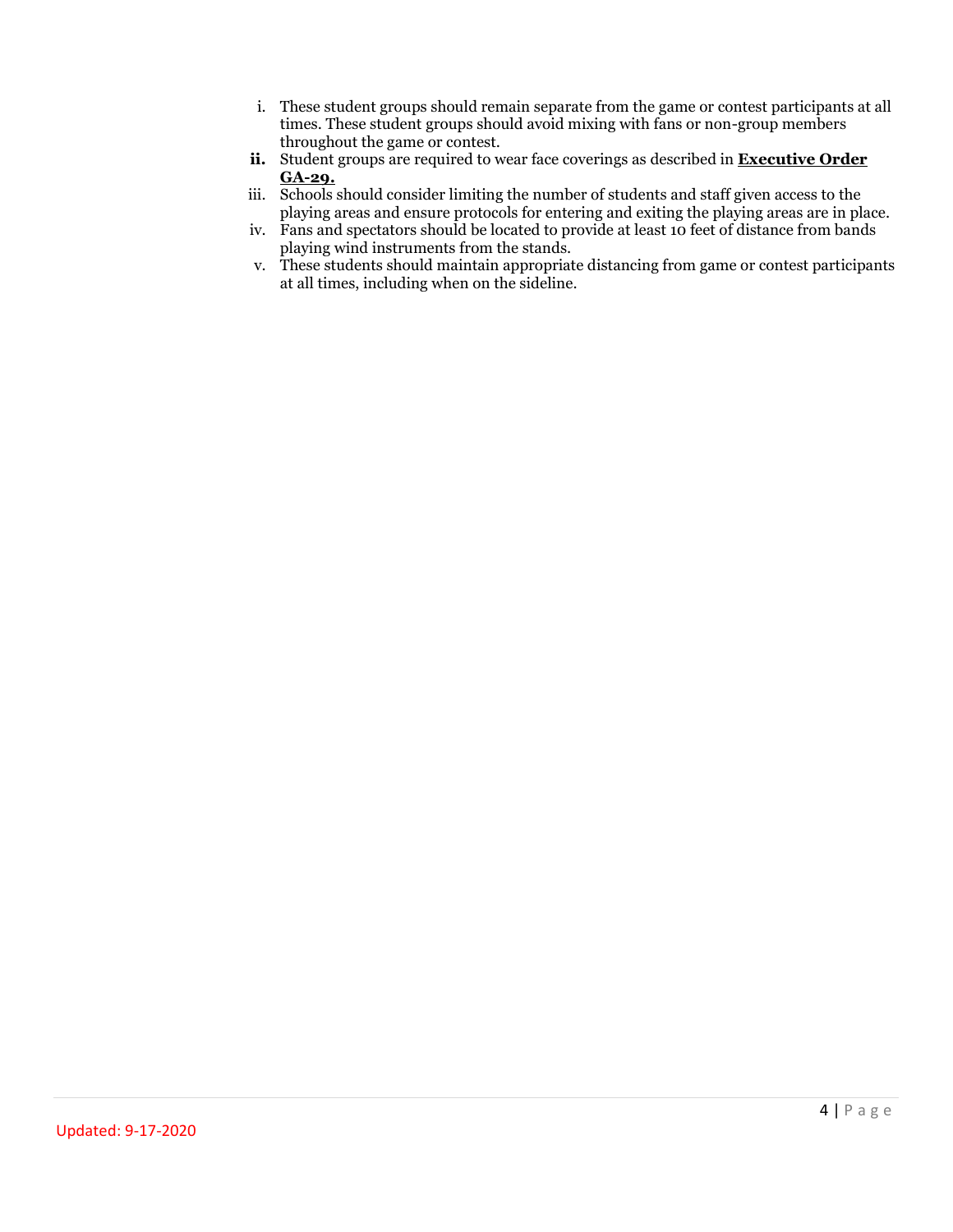i. These student groups should remain separate from the game or contest participants at all times. These student groups should avoid mixing with fans or non-group members throughout the game or contest.

**ii.** Student groups are required to wear face coverings as described in **Executive Order GA-29.**

iii. Schools should consider limiting the number of students and staff given access to the playing areas and ensure protocols for entering and exiting the playing areas are in place.

iv. Fans and spectators should be located to provide at least 10 feet of distance from bands playing wind instruments from the stands.

v. These students should maintain appropriate distancing from game or contest participants at all times, including when on the sideline.

Updated: 9-17-2020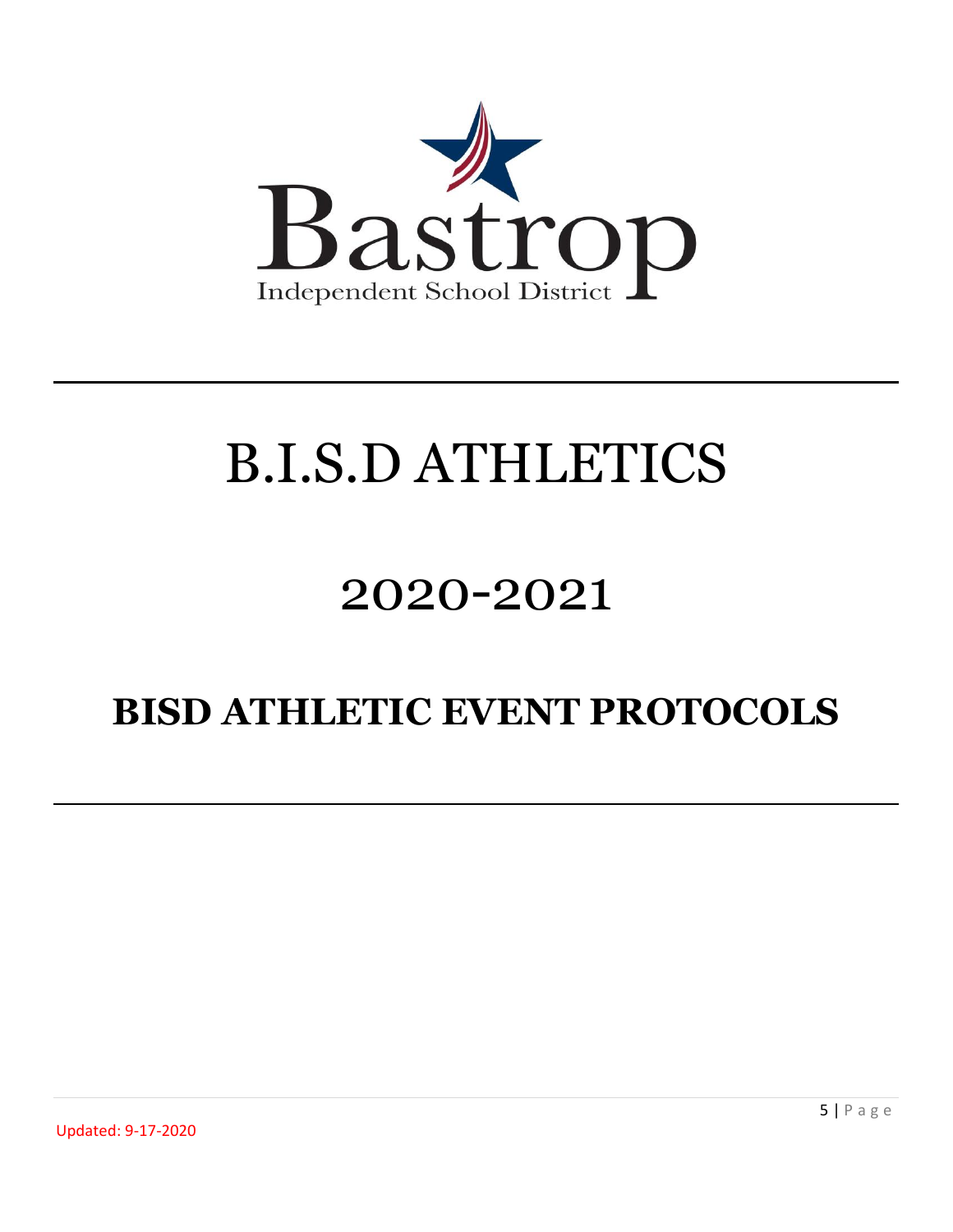Bastrop

Independent School District

# B.I.S.D ATHLETICS

# 2020-2021

## BISD ATHLETIC EVENT PROTOCOLS

Updated: 9-17-2020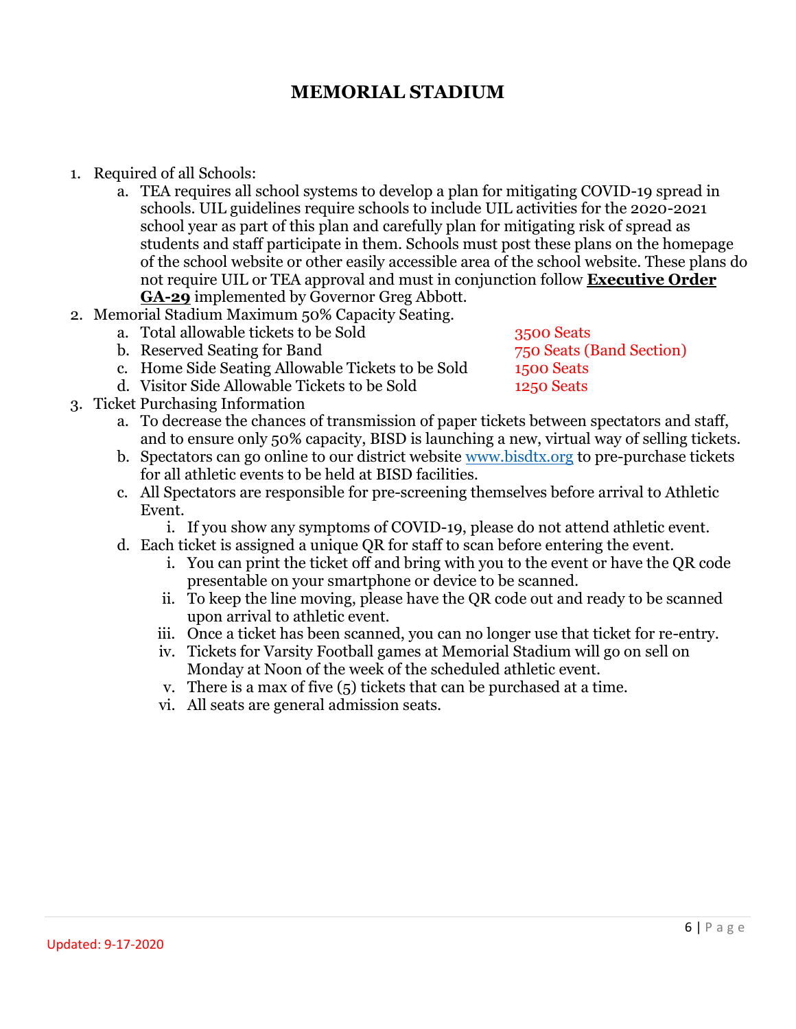# MEMORIAL STADIUM

1. Required of all Schools:
   a. TEA requires all school systems to develop a plan for mitigating COVID-19 spread in schools. UIL guidelines require schools to include UIL activities for the 2020-2021 school year as part of this plan and carefully plan for mitigating risk of spread as students and staff participate in them. Schools must post these plans on the homepage of the school website or other easily accessible area of the school website. These plans do not require UIL or TEA approval and must in conjunction follow **Executive Order GA-29** implemented by Governor Greg Abbott.
2. Memorial Stadium Maximum 50% Capacity Seating.
   a. Total allowable tickets to be Sold — 3500 Seats
   b. Reserved Seating for Band — 750 Seats (Band Section)
   c. Home Side Seating Allowable Tickets to be Sold — 1500 Seats
   d. Visitor Side Allowable Tickets to be Sold — 1250 Seats
3. Ticket Purchasing Information
   a. To decrease the chances of transmission of paper tickets between spectators and staff, and to ensure only 50% capacity, BISD is launching a new, virtual way of selling tickets.
   b. Spectators can go online to our district website www.bisdtx.org to pre-purchase tickets for all athletic events to be held at BISD facilities.
   c. All Spectators are responsible for pre-screening themselves before arrival to Athletic Event.
      i. If you show any symptoms of COVID-19, please do not attend athletic event.
   d. Each ticket is assigned a unique QR for staff to scan before entering the event.
      i. You can print the ticket off and bring with you to the event or have the QR code presentable on your smartphone or device to be scanned.
      ii. To keep the line moving, please have the QR code out and ready to be scanned upon arrival to athletic event.
      iii. Once a ticket has been scanned, you can no longer use that ticket for re-entry.
      iv. Tickets for Varsity Football games at Memorial Stadium will go on sell on Monday at Noon of the week of the scheduled athletic event.
      v. There is a max of five (5) tickets that can be purchased at a time.
      vi. All seats are general admission seats.

Updated: 9-17-2020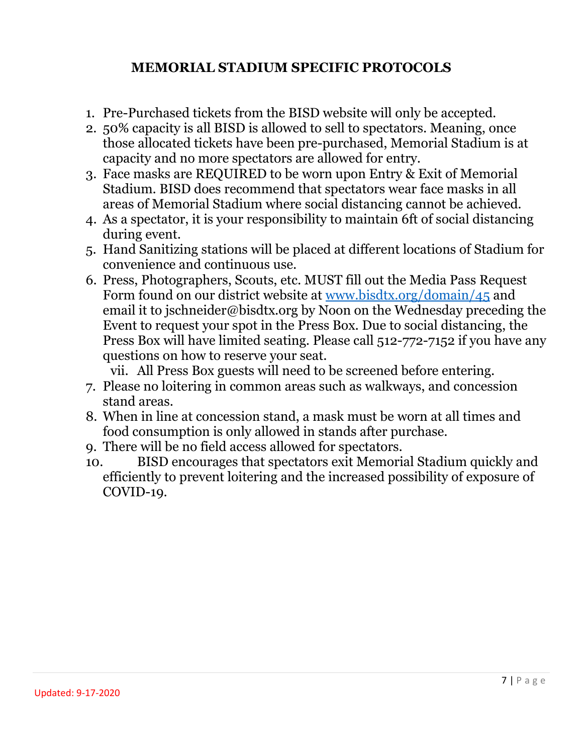## MEMORIAL STADIUM SPECIFIC PROTOCOLS

1. Pre-Purchased tickets from the BISD website will only be accepted.
2. 50% capacity is all BISD is allowed to sell to spectators. Meaning, once those allocated tickets have been pre-purchased, Memorial Stadium is at capacity and no more spectators are allowed for entry.
3. Face masks are REQUIRED to be worn upon Entry & Exit of Memorial Stadium. BISD does recommend that spectators wear face masks in all areas of Memorial Stadium where social distancing cannot be achieved.
4. As a spectator, it is your responsibility to maintain 6ft of social distancing during event.
5. Hand Sanitizing stations will be placed at different locations of Stadium for convenience and continuous use.
6. Press, Photographers, Scouts, etc. MUST fill out the Media Pass Request Form found on our district website at [www.bisdtx.org/domain/45](http://www.bisdtx.org/domain/45) and email it to jschneider@bisdtx.org by Noon on the Wednesday preceding the Event to request your spot in the Press Box. Due to social distancing, the Press Box will have limited seating. Please call 512-772-7152 if you have any questions on how to reserve your seat.
   vii. All Press Box guests will need to be screened before entering.
7. Please no loitering in common areas such as walkways, and concession stand areas.
8. When in line at concession stand, a mask must be worn at all times and food consumption is only allowed in stands after purchase.
9. There will be no field access allowed for spectators.
10. BISD encourages that spectators exit Memorial Stadium quickly and efficiently to prevent loitering and the increased possibility of exposure of COVID-19.

Updated: 9-17-2020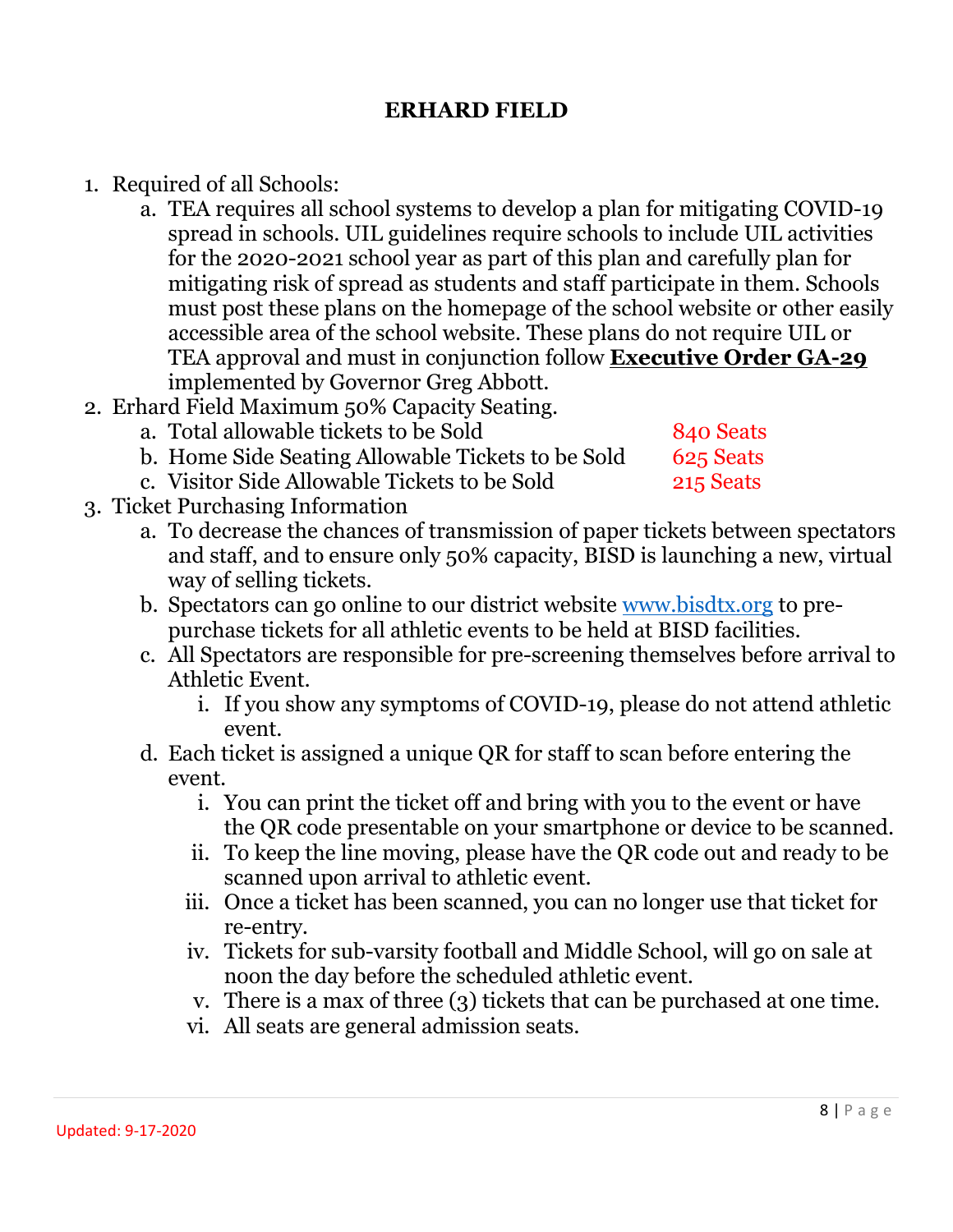# ERHARD FIELD

1. Required of all Schools:
    a. TEA requires all school systems to develop a plan for mitigating COVID-19 spread in schools. UIL guidelines require schools to include UIL activities for the 2020-2021 school year as part of this plan and carefully plan for mitigating risk of spread as students and staff participate in them. Schools must post these plans on the homepage of the school website or other easily accessible area of the school website. These plans do not require UIL or TEA approval and must in conjunction follow **Executive Order GA-29** implemented by Governor Greg Abbott.
2. Erhard Field Maximum 50% Capacity Seating.
    a. Total allowable tickets to be Sold — 840 Seats
    b. Home Side Seating Allowable Tickets to be Sold — 625 Seats
    c. Visitor Side Allowable Tickets to be Sold — 215 Seats
3. Ticket Purchasing Information
    a. To decrease the chances of transmission of paper tickets between spectators and staff, and to ensure only 50% capacity, BISD is launching a new, virtual way of selling tickets.
    b. Spectators can go online to our district website [www.bisdtx.org](http://www.bisdtx.org) to pre-purchase tickets for all athletic events to be held at BISD facilities.
    c. All Spectators are responsible for pre-screening themselves before arrival to Athletic Event.
        i. If you show any symptoms of COVID-19, please do not attend athletic event.
    d. Each ticket is assigned a unique QR for staff to scan before entering the event.
        i. You can print the ticket off and bring with you to the event or have the QR code presentable on your smartphone or device to be scanned.
        ii. To keep the line moving, please have the QR code out and ready to be scanned upon arrival to athletic event.
        iii. Once a ticket has been scanned, you can no longer use that ticket for re-entry.
        iv. Tickets for sub-varsity football and Middle School, will go on sale at noon the day before the scheduled athletic event.
        v. There is a max of three (3) tickets that can be purchased at one time.
        vi. All seats are general admission seats.

Updated: 9-17-2020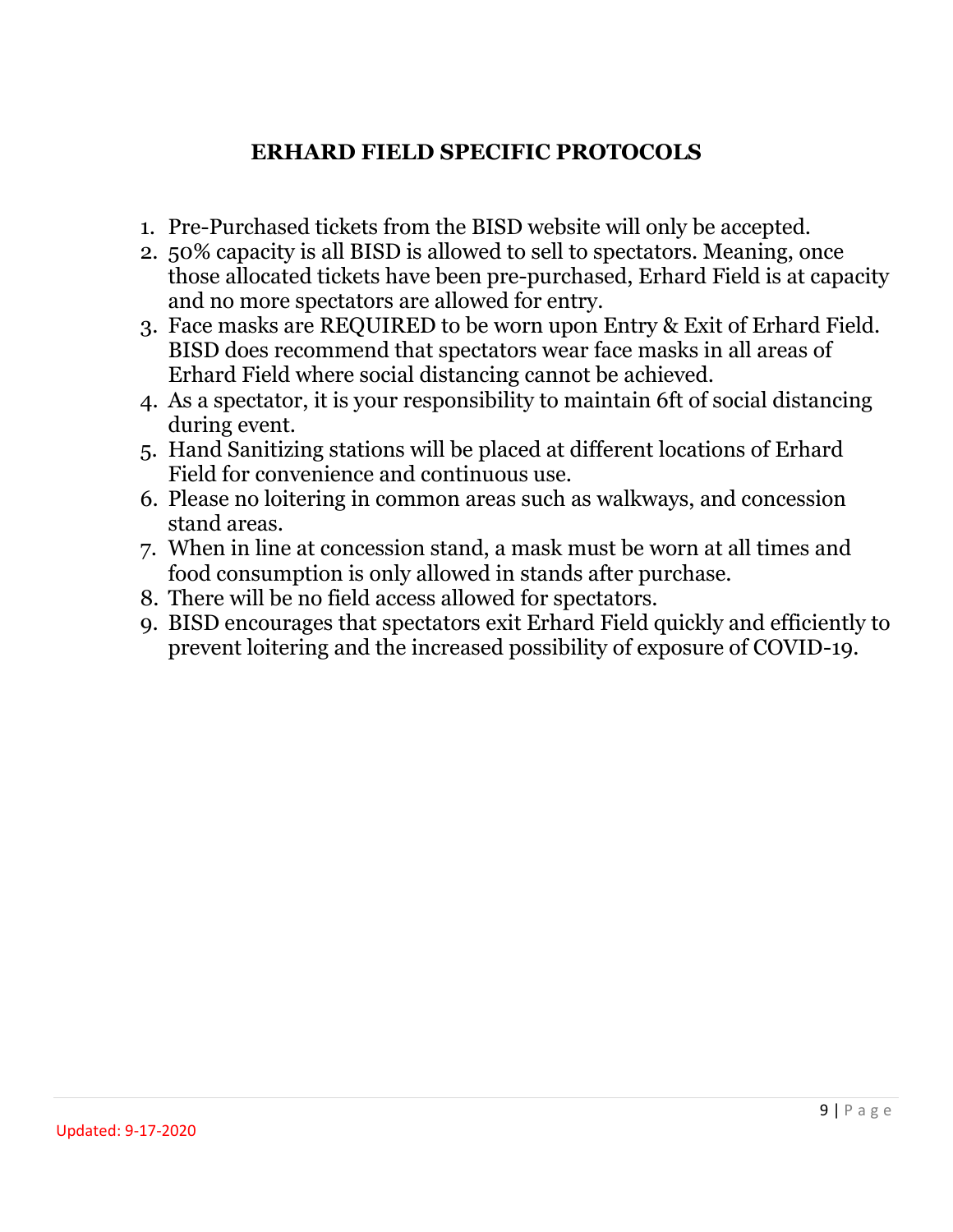## ERHARD FIELD SPECIFIC PROTOCOLS

1. Pre-Purchased tickets from the BISD website will only be accepted.
2. 50% capacity is all BISD is allowed to sell to spectators. Meaning, once those allocated tickets have been pre-purchased, Erhard Field is at capacity and no more spectators are allowed for entry.
3. Face masks are REQUIRED to be worn upon Entry & Exit of Erhard Field. BISD does recommend that spectators wear face masks in all areas of Erhard Field where social distancing cannot be achieved.
4. As a spectator, it is your responsibility to maintain 6ft of social distancing during event.
5. Hand Sanitizing stations will be placed at different locations of Erhard Field for convenience and continuous use.
6. Please no loitering in common areas such as walkways, and concession stand areas.
7. When in line at concession stand, a mask must be worn at all times and food consumption is only allowed in stands after purchase.
8. There will be no field access allowed for spectators.
9. BISD encourages that spectators exit Erhard Field quickly and efficiently to prevent loitering and the increased possibility of exposure of COVID-19.

Updated: 9-17-2020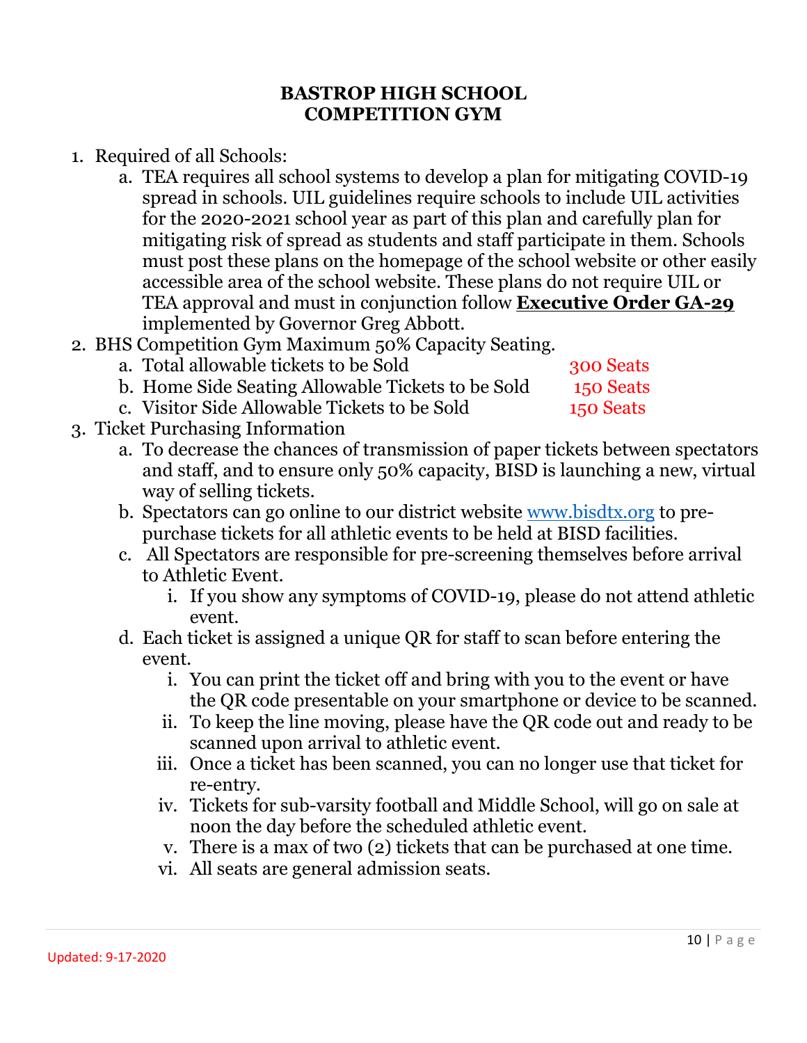**BASTROP HIGH SCHOOL**
**COMPETITION GYM**

1. Required of all Schools:
    a. TEA requires all school systems to develop a plan for mitigating COVID-19 spread in schools. UIL guidelines require schools to include UIL activities for the 2020-2021 school year as part of this plan and carefully plan for mitigating risk of spread as students and staff participate in them. Schools must post these plans on the homepage of the school website or other easily accessible area of the school website. These plans do not require UIL or TEA approval and must in conjunction follow **Executive Order GA-29** implemented by Governor Greg Abbott.
2. BHS Competition Gym Maximum 50% Capacity Seating.
    a. Total allowable tickets to be Sold 300 Seats
    b. Home Side Seating Allowable Tickets to be Sold 150 Seats
    c. Visitor Side Allowable Tickets to be Sold 150 Seats
3. Ticket Purchasing Information
    a. To decrease the chances of transmission of paper tickets between spectators and staff, and to ensure only 50% capacity, BISD is launching a new, virtual way of selling tickets.
    b. Spectators can go online to our district website www.bisdtx.org to pre-purchase tickets for all athletic events to be held at BISD facilities.
    c. All Spectators are responsible for pre-screening themselves before arrival to Athletic Event.
        i. If you show any symptoms of COVID-19, please do not attend athletic event.
    d. Each ticket is assigned a unique QR for staff to scan before entering the event.
        i. You can print the ticket off and bring with you to the event or have the QR code presentable on your smartphone or device to be scanned.
        ii. To keep the line moving, please have the QR code out and ready to be scanned upon arrival to athletic event.
        iii. Once a ticket has been scanned, you can no longer use that ticket for re-entry.
        iv. Tickets for sub-varsity football and Middle School, will go on sale at noon the day before the scheduled athletic event.
        v. There is a max of two (2) tickets that can be purchased at one time.
        vi. All seats are general admission seats.

Updated: 9-17-2020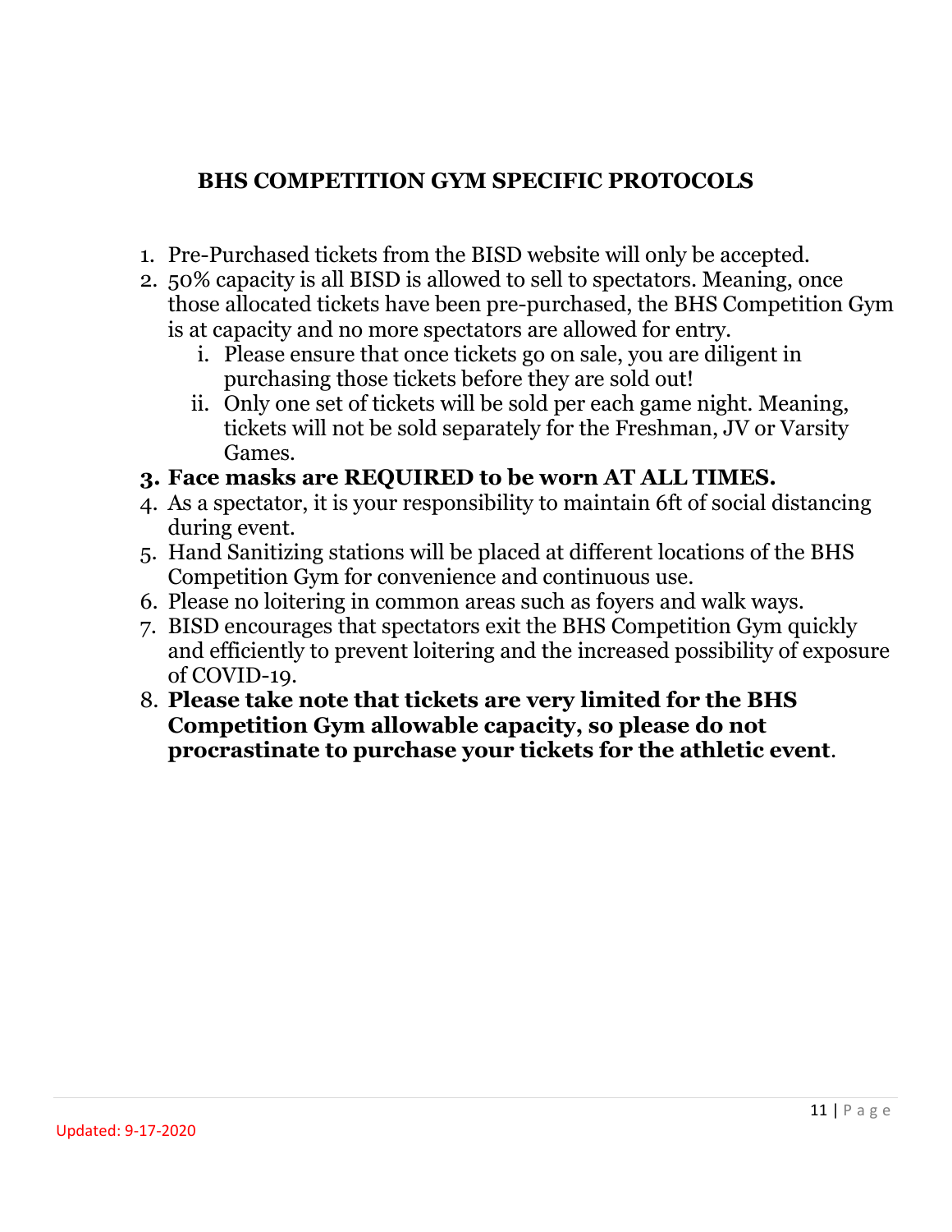## BHS COMPETITION GYM SPECIFIC PROTOCOLS

1. Pre-Purchased tickets from the BISD website will only be accepted.
2. 50% capacity is all BISD is allowed to sell to spectators. Meaning, once those allocated tickets have been pre-purchased, the BHS Competition Gym is at capacity and no more spectators are allowed for entry.
   i. Please ensure that once tickets go on sale, you are diligent in purchasing those tickets before they are sold out!
   ii. Only one set of tickets will be sold per each game night. Meaning, tickets will not be sold separately for the Freshman, JV or Varsity Games.
3. **Face masks are REQUIRED to be worn AT ALL TIMES.**
4. As a spectator, it is your responsibility to maintain 6ft of social distancing during event.
5. Hand Sanitizing stations will be placed at different locations of the BHS Competition Gym for convenience and continuous use.
6. Please no loitering in common areas such as foyers and walk ways.
7. BISD encourages that spectators exit the BHS Competition Gym quickly and efficiently to prevent loitering and the increased possibility of exposure of COVID-19.
8. **Please take note that tickets are very limited for the BHS Competition Gym allowable capacity, so please do not procrastinate to purchase your tickets for the athletic event**.

Updated: 9-17-2020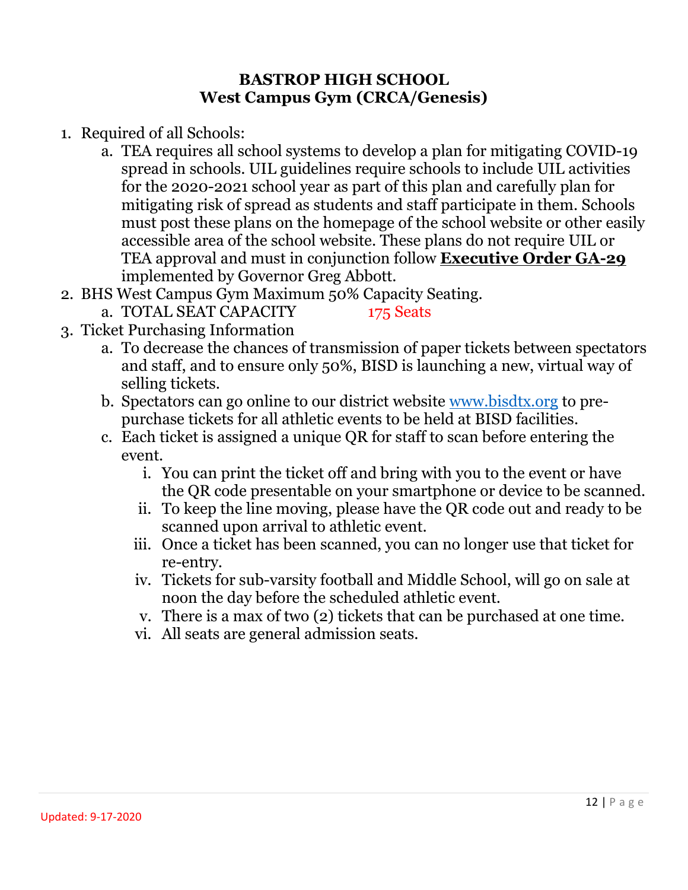# BASTROP HIGH SCHOOL
## West Campus Gym (CRCA/Genesis)

1. Required of all Schools:
   a. TEA requires all school systems to develop a plan for mitigating COVID-19 spread in schools. UIL guidelines require schools to include UIL activities for the 2020-2021 school year as part of this plan and carefully plan for mitigating risk of spread as students and staff participate in them. Schools must post these plans on the homepage of the school website or other easily accessible area of the school website. These plans do not require UIL or TEA approval and must in conjunction follow **Executive Order GA-29** implemented by Governor Greg Abbott.
2. BHS West Campus Gym Maximum 50% Capacity Seating.
   a. TOTAL SEAT CAPACITY 175 Seats
3. Ticket Purchasing Information
   a. To decrease the chances of transmission of paper tickets between spectators and staff, and to ensure only 50%, BISD is launching a new, virtual way of selling tickets.
   b. Spectators can go online to our district website [www.bisdtx.org](www.bisdtx.org) to pre-purchase tickets for all athletic events to be held at BISD facilities.
   c. Each ticket is assigned a unique QR for staff to scan before entering the event.
      i. You can print the ticket off and bring with you to the event or have the QR code presentable on your smartphone or device to be scanned.
      ii. To keep the line moving, please have the QR code out and ready to be scanned upon arrival to athletic event.
      iii. Once a ticket has been scanned, you can no longer use that ticket for re-entry.
      iv. Tickets for sub-varsity football and Middle School, will go on sale at noon the day before the scheduled athletic event.
      v. There is a max of two (2) tickets that can be purchased at one time.
      vi. All seats are general admission seats.

Updated: 9-17-2020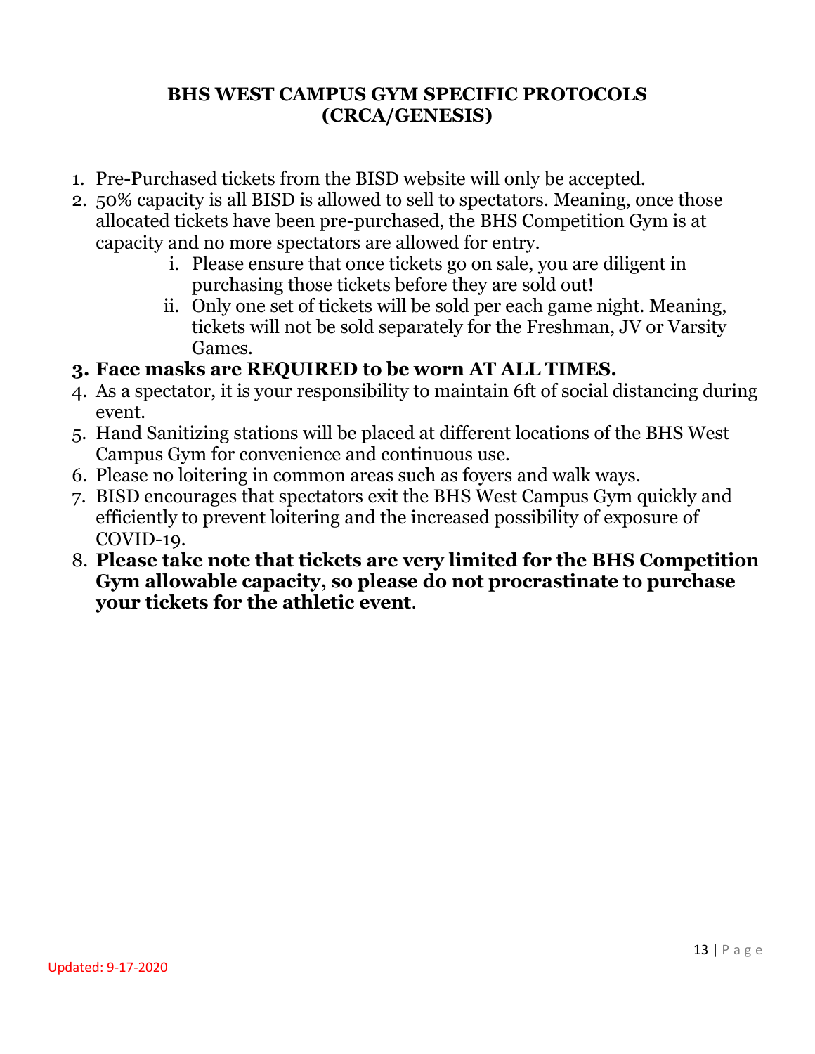## BHS WEST CAMPUS GYM SPECIFIC PROTOCOLS (CRCA/GENESIS)

1. Pre-Purchased tickets from the BISD website will only be accepted.
2. 50% capacity is all BISD is allowed to sell to spectators. Meaning, once those allocated tickets have been pre-purchased, the BHS Competition Gym is at capacity and no more spectators are allowed for entry.
   i. Please ensure that once tickets go on sale, you are diligent in purchasing those tickets before they are sold out!
   ii. Only one set of tickets will be sold per each game night. Meaning, tickets will not be sold separately for the Freshman, JV or Varsity Games.
3. **Face masks are REQUIRED to be worn AT ALL TIMES.**
4. As a spectator, it is your responsibility to maintain 6ft of social distancing during event.
5. Hand Sanitizing stations will be placed at different locations of the BHS West Campus Gym for convenience and continuous use.
6. Please no loitering in common areas such as foyers and walk ways.
7. BISD encourages that spectators exit the BHS West Campus Gym quickly and efficiently to prevent loitering and the increased possibility of exposure of COVID-19.
8. **Please take note that tickets are very limited for the BHS Competition Gym allowable capacity, so please do not procrastinate to purchase your tickets for the athletic event**.

Updated: 9-17-2020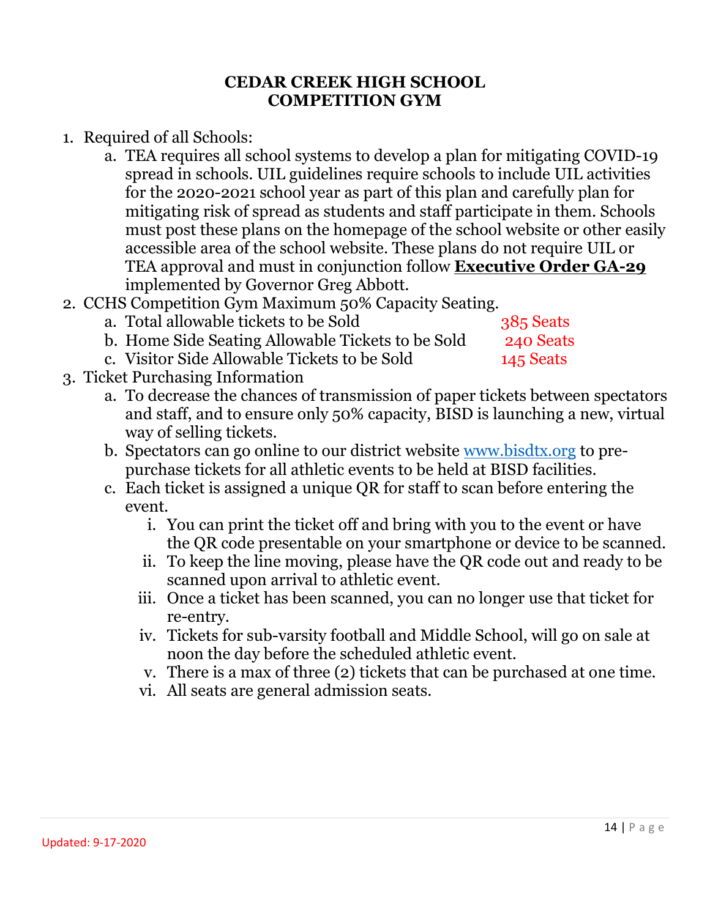# CEDAR CREEK HIGH SCHOOL
# COMPETITION GYM

1. Required of all Schools:
   a. TEA requires all school systems to develop a plan for mitigating COVID-19 spread in schools. UIL guidelines require schools to include UIL activities for the 2020-2021 school year as part of this plan and carefully plan for mitigating risk of spread as students and staff participate in them. Schools must post these plans on the homepage of the school website or other easily accessible area of the school website. These plans do not require UIL or TEA approval and must in conjunction follow **Executive Order GA-29** implemented by Governor Greg Abbott.
2. CCHS Competition Gym Maximum 50% Capacity Seating.
   a. Total allowable tickets to be Sold 385 Seats
   b. Home Side Seating Allowable Tickets to be Sold 240 Seats
   c. Visitor Side Allowable Tickets to be Sold 145 Seats
3. Ticket Purchasing Information
   a. To decrease the chances of transmission of paper tickets between spectators and staff, and to ensure only 50% capacity, BISD is launching a new, virtual way of selling tickets.
   b. Spectators can go online to our district website [www.bisdtx.org](www.bisdtx.org) to pre-purchase tickets for all athletic events to be held at BISD facilities.
   c. Each ticket is assigned a unique QR for staff to scan before entering the event.
      i. You can print the ticket off and bring with you to the event or have the QR code presentable on your smartphone or device to be scanned.
      ii. To keep the line moving, please have the QR code out and ready to be scanned upon arrival to athletic event.
      iii. Once a ticket has been scanned, you can no longer use that ticket for re-entry.
      iv. Tickets for sub-varsity football and Middle School, will go on sale at noon the day before the scheduled athletic event.
      v. There is a max of three (2) tickets that can be purchased at one time.
      vi. All seats are general admission seats.

Updated: 9-17-2020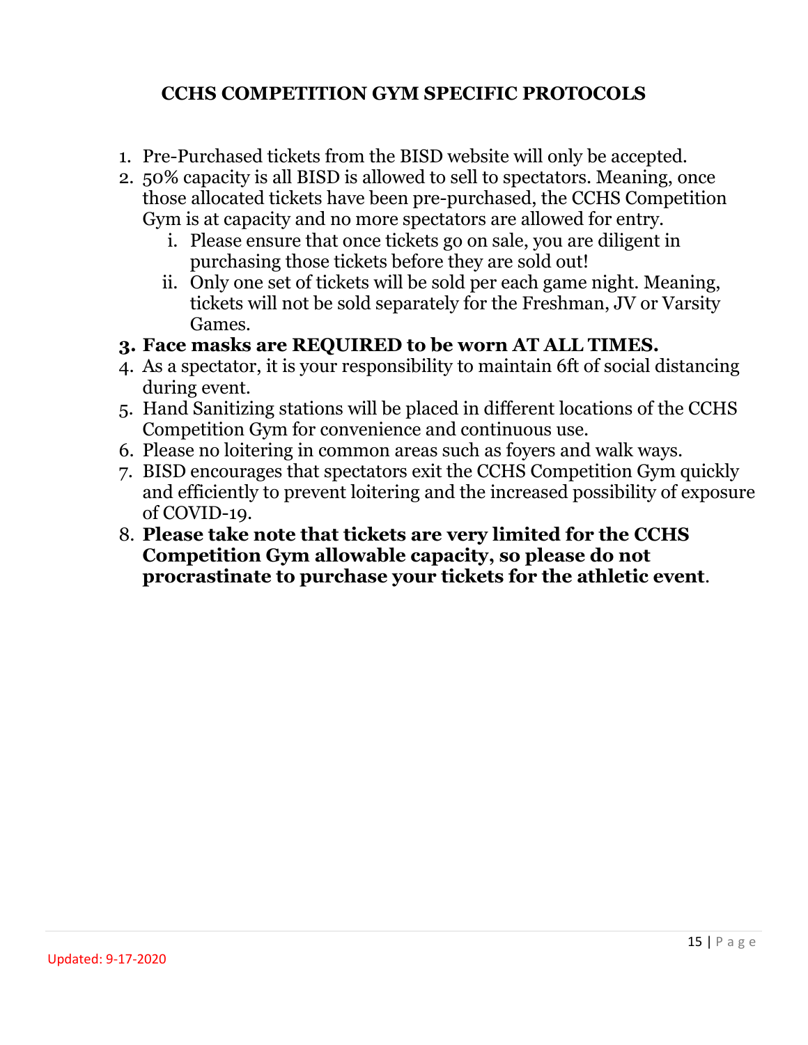## CCHS COMPETITION GYM SPECIFIC PROTOCOLS

1. Pre-Purchased tickets from the BISD website will only be accepted.
2. 50% capacity is all BISD is allowed to sell to spectators. Meaning, once those allocated tickets have been pre-purchased, the CCHS Competition Gym is at capacity and no more spectators are allowed for entry.
   i. Please ensure that once tickets go on sale, you are diligent in purchasing those tickets before they are sold out!
   ii. Only one set of tickets will be sold per each game night. Meaning, tickets will not be sold separately for the Freshman, JV or Varsity Games.
3. **Face masks are REQUIRED to be worn AT ALL TIMES.**
4. As a spectator, it is your responsibility to maintain 6ft of social distancing during event.
5. Hand Sanitizing stations will be placed in different locations of the CCHS Competition Gym for convenience and continuous use.
6. Please no loitering in common areas such as foyers and walk ways.
7. BISD encourages that spectators exit the CCHS Competition Gym quickly and efficiently to prevent loitering and the increased possibility of exposure of COVID-19.
8. **Please take note that tickets are very limited for the CCHS Competition Gym allowable capacity, so please do not procrastinate to purchase your tickets for the athletic event**.

Updated: 9-17-2020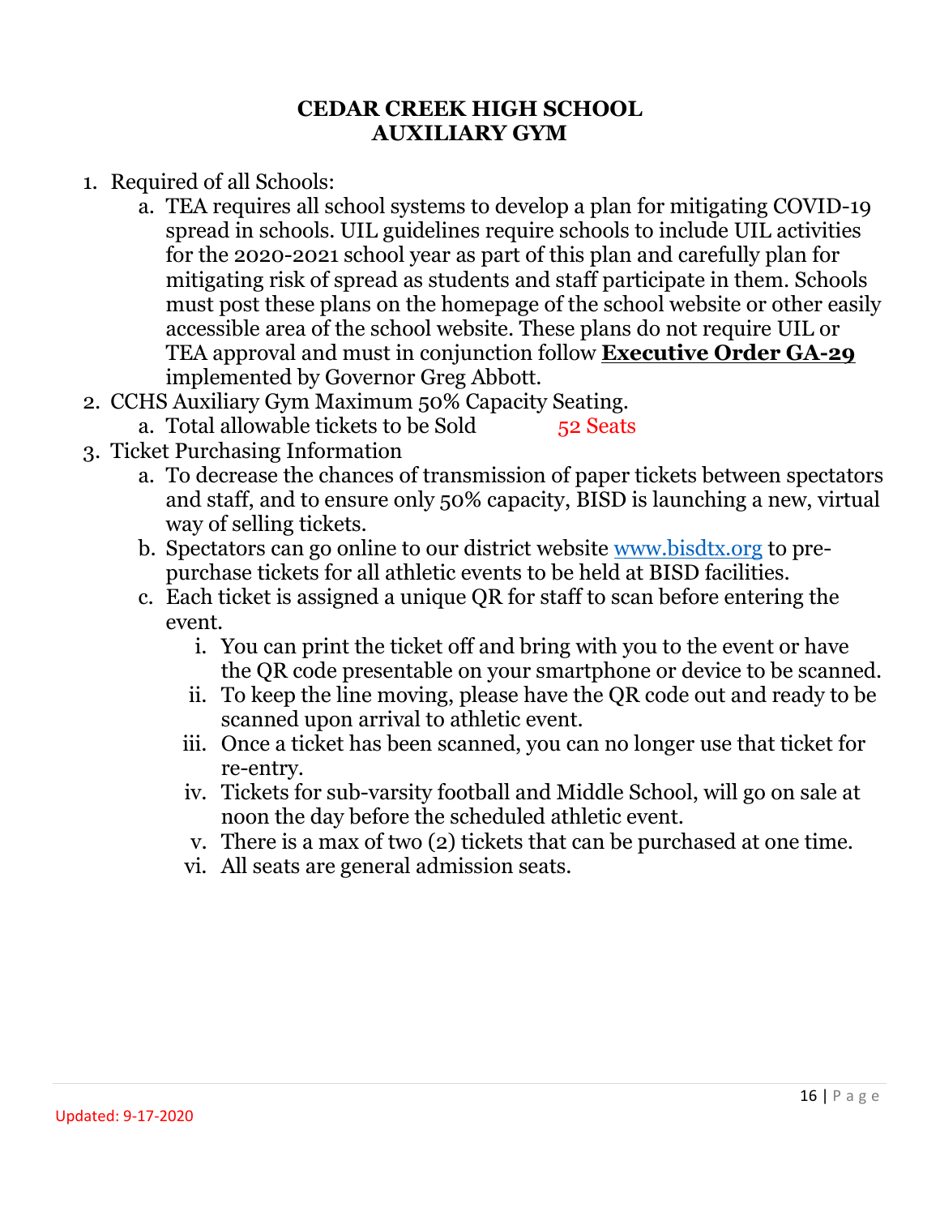# CEDAR CREEK HIGH SCHOOL
# AUXILIARY GYM

1. Required of all Schools:
   a. TEA requires all school systems to develop a plan for mitigating COVID-19 spread in schools. UIL guidelines require schools to include UIL activities for the 2020-2021 school year as part of this plan and carefully plan for mitigating risk of spread as students and staff participate in them. Schools must post these plans on the homepage of the school website or other easily accessible area of the school website. These plans do not require UIL or TEA approval and must in conjunction follow **Executive Order GA-29** implemented by Governor Greg Abbott.
2. CCHS Auxiliary Gym Maximum 50% Capacity Seating.
   a. Total allowable tickets to be Sold 52 Seats
3. Ticket Purchasing Information
   a. To decrease the chances of transmission of paper tickets between spectators and staff, and to ensure only 50% capacity, BISD is launching a new, virtual way of selling tickets.
   b. Spectators can go online to our district website www.bisdtx.org to pre-purchase tickets for all athletic events to be held at BISD facilities.
   c. Each ticket is assigned a unique QR for staff to scan before entering the event.
      i. You can print the ticket off and bring with you to the event or have the QR code presentable on your smartphone or device to be scanned.
      ii. To keep the line moving, please have the QR code out and ready to be scanned upon arrival to athletic event.
      iii. Once a ticket has been scanned, you can no longer use that ticket for re-entry.
      iv. Tickets for sub-varsity football and Middle School, will go on sale at noon the day before the scheduled athletic event.
      v. There is a max of two (2) tickets that can be purchased at one time.
      vi. All seats are general admission seats.

Updated: 9-17-2020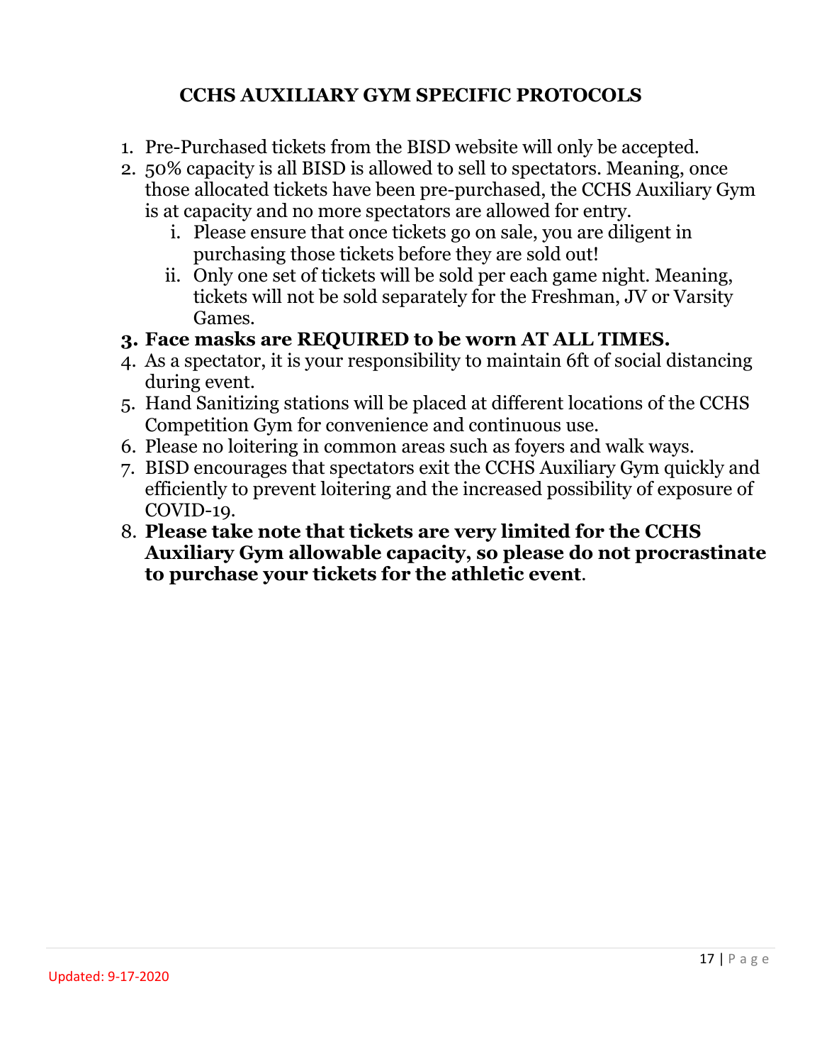## CCHS AUXILIARY GYM SPECIFIC PROTOCOLS

1. Pre-Purchased tickets from the BISD website will only be accepted.
2. 50% capacity is all BISD is allowed to sell to spectators. Meaning, once those allocated tickets have been pre-purchased, the CCHS Auxiliary Gym is at capacity and no more spectators are allowed for entry.
    i. Please ensure that once tickets go on sale, you are diligent in purchasing those tickets before they are sold out!
    ii. Only one set of tickets will be sold per each game night. Meaning, tickets will not be sold separately for the Freshman, JV or Varsity Games.
3. **Face masks are REQUIRED to be worn AT ALL TIMES.**
4. As a spectator, it is your responsibility to maintain 6ft of social distancing during event.
5. Hand Sanitizing stations will be placed at different locations of the CCHS Competition Gym for convenience and continuous use.
6. Please no loitering in common areas such as foyers and walk ways.
7. BISD encourages that spectators exit the CCHS Auxiliary Gym quickly and efficiently to prevent loitering and the increased possibility of exposure of COVID-19.
8. **Please take note that tickets are very limited for the CCHS Auxiliary Gym allowable capacity, so please do not procrastinate to purchase your tickets for the athletic event**.

Updated: 9-17-2020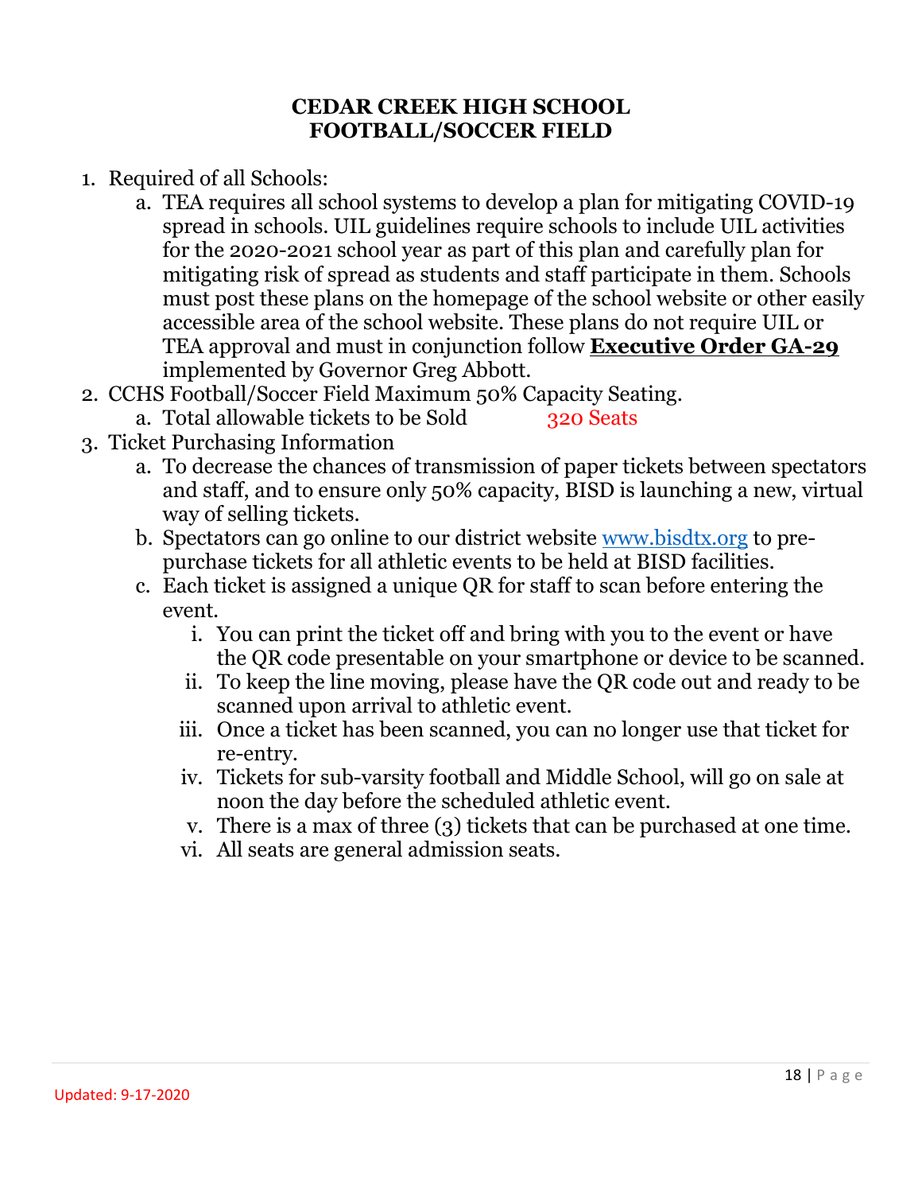# CEDAR CREEK HIGH SCHOOL FOOTBALL/SOCCER FIELD

1. Required of all Schools:
   a. TEA requires all school systems to develop a plan for mitigating COVID-19 spread in schools. UIL guidelines require schools to include UIL activities for the 2020-2021 school year as part of this plan and carefully plan for mitigating risk of spread as students and staff participate in them. Schools must post these plans on the homepage of the school website or other easily accessible area of the school website. These plans do not require UIL or TEA approval and must in conjunction follow **Executive Order GA-29** implemented by Governor Greg Abbott.
2. CCHS Football/Soccer Field Maximum 50% Capacity Seating.
   a. Total allowable tickets to be Sold 320 Seats
3. Ticket Purchasing Information
   a. To decrease the chances of transmission of paper tickets between spectators and staff, and to ensure only 50% capacity, BISD is launching a new, virtual way of selling tickets.
   b. Spectators can go online to our district website [www.bisdtx.org](www.bisdtx.org) to pre-purchase tickets for all athletic events to be held at BISD facilities.
   c. Each ticket is assigned a unique QR for staff to scan before entering the event.
      i. You can print the ticket off and bring with you to the event or have the QR code presentable on your smartphone or device to be scanned.
      ii. To keep the line moving, please have the QR code out and ready to be scanned upon arrival to athletic event.
      iii. Once a ticket has been scanned, you can no longer use that ticket for re-entry.
      iv. Tickets for sub-varsity football and Middle School, will go on sale at noon the day before the scheduled athletic event.
      v. There is a max of three (3) tickets that can be purchased at one time.
      vi. All seats are general admission seats.

Updated: 9-17-2020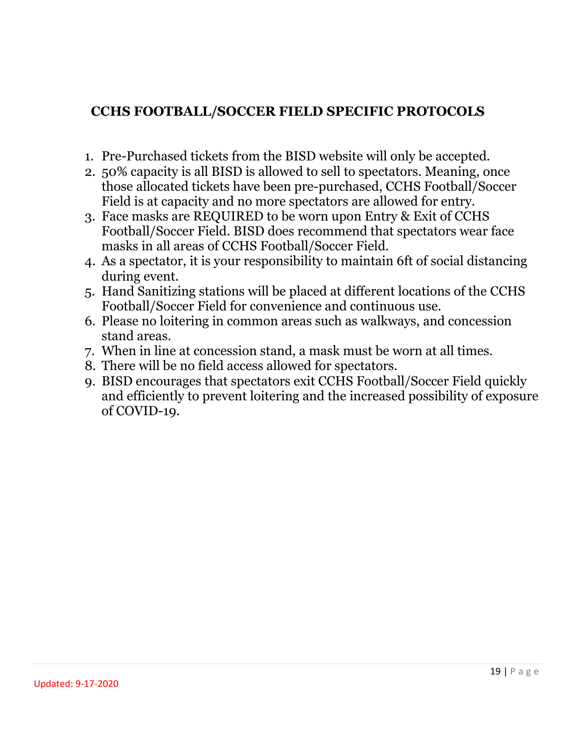## CCHS FOOTBALL/SOCCER FIELD SPECIFIC PROTOCOLS

1. Pre-Purchased tickets from the BISD website will only be accepted.
2. 50% capacity is all BISD is allowed to sell to spectators. Meaning, once those allocated tickets have been pre-purchased, CCHS Football/Soccer Field is at capacity and no more spectators are allowed for entry.
3. Face masks are REQUIRED to be worn upon Entry & Exit of CCHS Football/Soccer Field. BISD does recommend that spectators wear face masks in all areas of CCHS Football/Soccer Field.
4. As a spectator, it is your responsibility to maintain 6ft of social distancing during event.
5. Hand Sanitizing stations will be placed at different locations of the CCHS Football/Soccer Field for convenience and continuous use.
6. Please no loitering in common areas such as walkways, and concession stand areas.
7. When in line at concession stand, a mask must be worn at all times.
8. There will be no field access allowed for spectators.
9. BISD encourages that spectators exit CCHS Football/Soccer Field quickly and efficiently to prevent loitering and the increased possibility of exposure of COVID-19.

Updated: 9-17-2020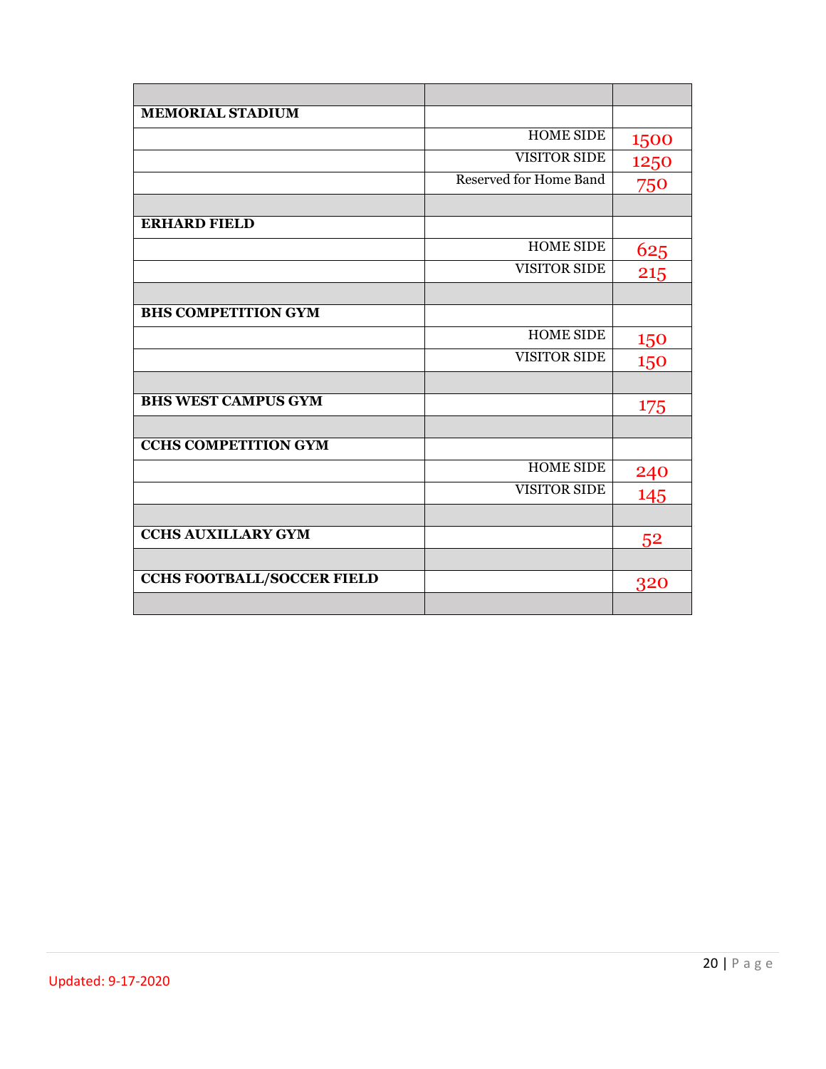| | | |
|---|---|---|
| **MEMORIAL STADIUM** | | |
| | HOME SIDE | 1500 |
| | VISITOR SIDE | 1250 |
| | Reserved for Home Band | 750 |
| | | |
| **ERHARD FIELD** | | |
| | HOME SIDE | 625 |
| | VISITOR SIDE | 215 |
| | | |
| **BHS COMPETITION GYM** | | |
| | HOME SIDE | 150 |
| | VISITOR SIDE | 150 |
| | | |
| **BHS WEST CAMPUS GYM** | | 175 |
| | | |
| **CCHS COMPETITION GYM** | | |
| | HOME SIDE | 240 |
| | VISITOR SIDE | 145 |
| | | |
| **CCHS AUXILLARY GYM** | | 52 |
| | | |
| **CCHS FOOTBALL/SOCCER FIELD** | | 320 |
| | | |

Updated: 9-17-2020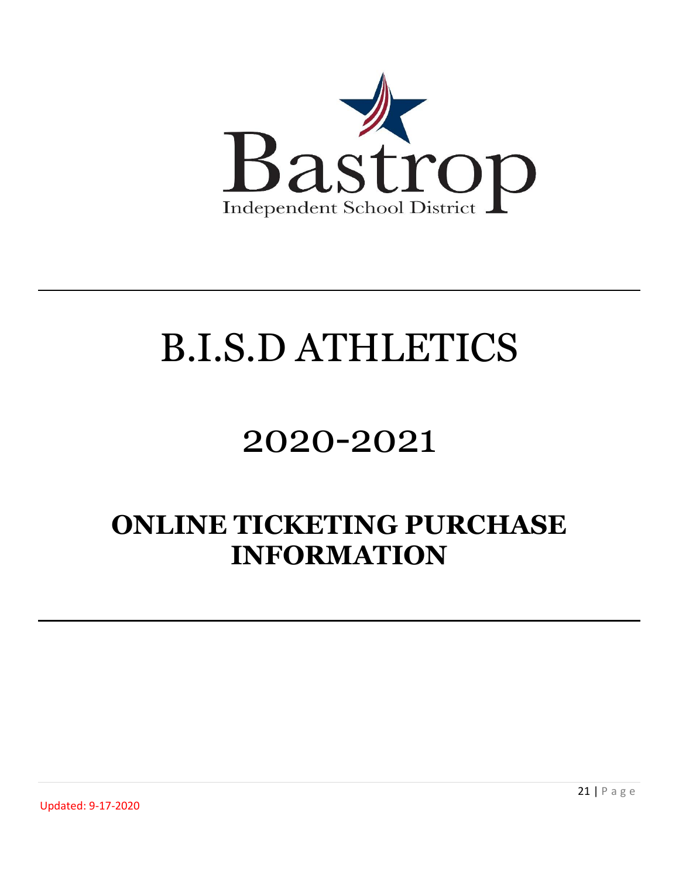Bastrop

Independent School District

# B.I.S.D ATHLETICS

# 2020-2021

# ONLINE TICKETING PURCHASE INFORMATION

Updated: 9-17-2020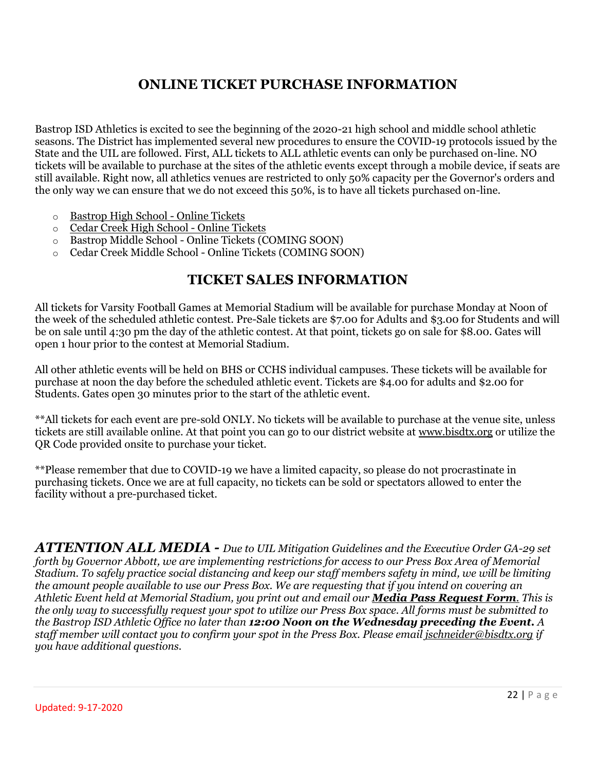## ONLINE TICKET PURCHASE INFORMATION

Bastrop ISD Athletics is excited to see the beginning of the 2020-21 high school and middle school athletic seasons. The District has implemented several new procedures to ensure the COVID-19 protocols issued by the State and the UIL are followed. First, ALL tickets to ALL athletic events can only be purchased on-line. NO tickets will be available to purchase at the sites of the athletic events except through a mobile device, if seats are still available. Right now, all athletics venues are restricted to only 50% capacity per the Governor's orders and the only way we can ensure that we do not exceed this 50%, is to have all tickets purchased on-line.

- Bastrop High School - Online Tickets
- Cedar Creek High School - Online Tickets
- Bastrop Middle School - Online Tickets (COMING SOON)
- Cedar Creek Middle School - Online Tickets (COMING SOON)

## TICKET SALES INFORMATION

All tickets for Varsity Football Games at Memorial Stadium will be available for purchase Monday at Noon of the week of the scheduled athletic contest. Pre-Sale tickets are $7.00 for Adults and $3.00 for Students and will be on sale until 4:30 pm the day of the athletic contest. At that point, tickets go on sale for $8.00. Gates will open 1 hour prior to the contest at Memorial Stadium.

All other athletic events will be held on BHS or CCHS individual campuses. These tickets will be available for purchase at noon the day before the scheduled athletic event. Tickets are $4.00 for adults and $2.00 for Students. Gates open 30 minutes prior to the start of the athletic event.

**All tickets for each event are pre-sold ONLY. No tickets will be available to purchase at the venue site, unless tickets are still available online. At that point you can go to our district website at www.bisdtx.org or utilize the QR Code provided onsite to purchase your ticket.

**Please remember that due to COVID-19 we have a limited capacity, so please do not procrastinate in purchasing tickets. Once we are at full capacity, no tickets can be sold or spectators allowed to enter the facility without a pre-purchased ticket.

***ATTENTION ALL MEDIA -*** *Due to UIL Mitigation Guidelines and the Executive Order GA-29 set forth by Governor Abbott, we are implementing restrictions for access to our Press Box Area of Memorial Stadium. To safely practice social distancing and keep our staff members safety in mind, we will be limiting the amount people available to use our Press Box. We are requesting that if you intend on covering an Athletic Event held at Memorial Stadium, you print out and email our* ***Media Pass Request Form****. This is the only way to successfully request your spot to utilize our Press Box space. All forms must be submitted to the Bastrop ISD Athletic Office no later than* ***12:00 Noon on the Wednesday preceding the Event.*** *A staff member will contact you to confirm your spot in the Press Box. Please email jschneider@bisdtx.org if you have additional questions.*

Updated: 9-17-2020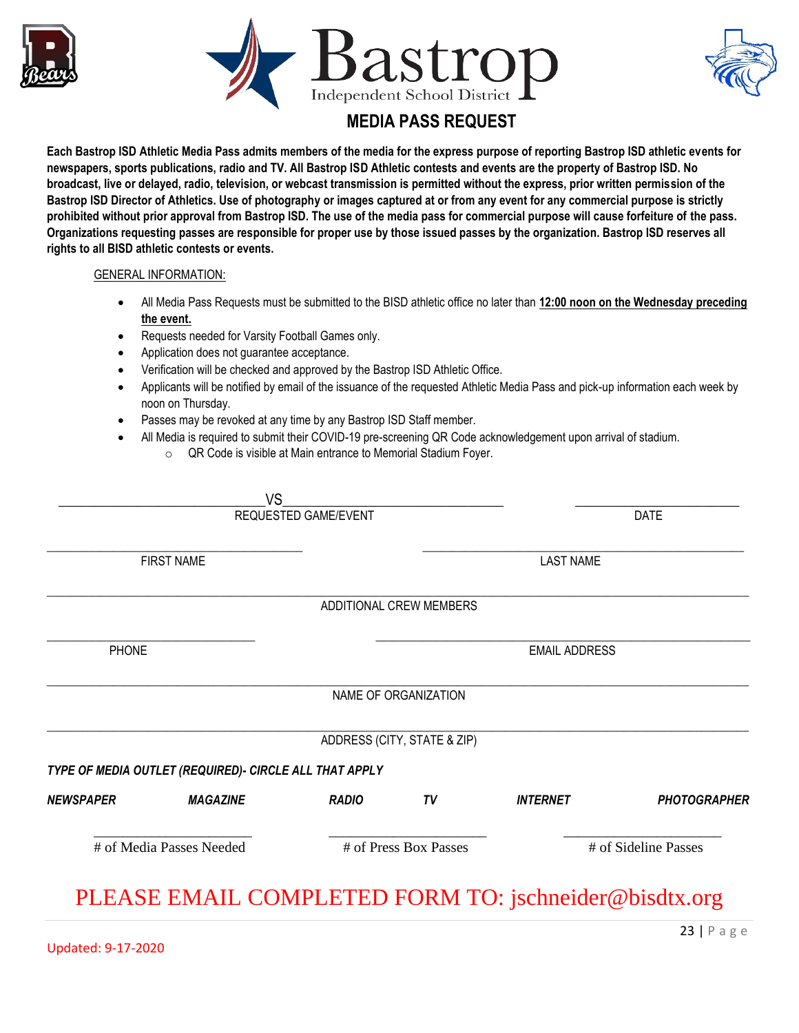Bastrop
Independent School District

# MEDIA PASS REQUEST

**Each Bastrop ISD Athletic Media Pass admits members of the media for the express purpose of reporting Bastrop ISD athletic events for newspapers, sports publications, radio and TV. All Bastrop ISD Athletic contests and events are the property of Bastrop ISD. No broadcast, live or delayed, radio, television, or webcast transmission is permitted without the express, prior written permission of the Bastrop ISD Director of Athletics. Use of photography or images captured at or from any event for any commercial purpose is strictly prohibited without prior approval from Bastrop ISD. The use of the media pass for commercial purpose will cause forfeiture of the pass. Organizations requesting passes are responsible for proper use by those issued passes by the organization. Bastrop ISD reserves all rights to all BISD athletic contests or events.**

GENERAL INFORMATION:

- All Media Pass Requests must be submitted to the BISD athletic office no later than **12:00 noon on the Wednesday preceding the event.**
- Requests needed for Varsity Football Games only.
- Application does not guarantee acceptance.
- Verification will be checked and approved by the Bastrop ISD Athletic Office.
- Applicants will be notified by email of the issuance of the requested Athletic Media Pass and pick-up information each week by noon on Thursday.
- Passes may be revoked at any time by any Bastrop ISD Staff member.
- All Media is required to submit their COVID-19 pre-screening QR Code acknowledgement upon arrival of stadium.
  - QR Code is visible at Main entrance to Memorial Stadium Foyer.

______________________________VS________________________________ ________________________
REQUESTED GAME/EVENT DATE

______________________________________ ______________________________________
FIRST NAME LAST NAME

__________________________________________________________________________________
ADDITIONAL CREW MEMBERS

______________________________ ______________________________________
PHONE EMAIL ADDRESS

__________________________________________________________________________________
NAME OF ORGANIZATION

__________________________________________________________________________________
ADDRESS (CITY, STATE & ZIP)

***TYPE OF MEDIA OUTLET (REQUIRED)- CIRCLE ALL THAT APPLY***

***NEWSPAPER*** ***MAGAZINE*** ***RADIO*** ***TV*** ***INTERNET*** ***PHOTOGRAPHER***

______________________ ______________________ ______________________
\# of Media Passes Needed \# of Press Box Passes \# of Sideline Passes

PLEASE EMAIL COMPLETED FORM TO: jschneider@bisdtx.org

Updated: 9-17-2020